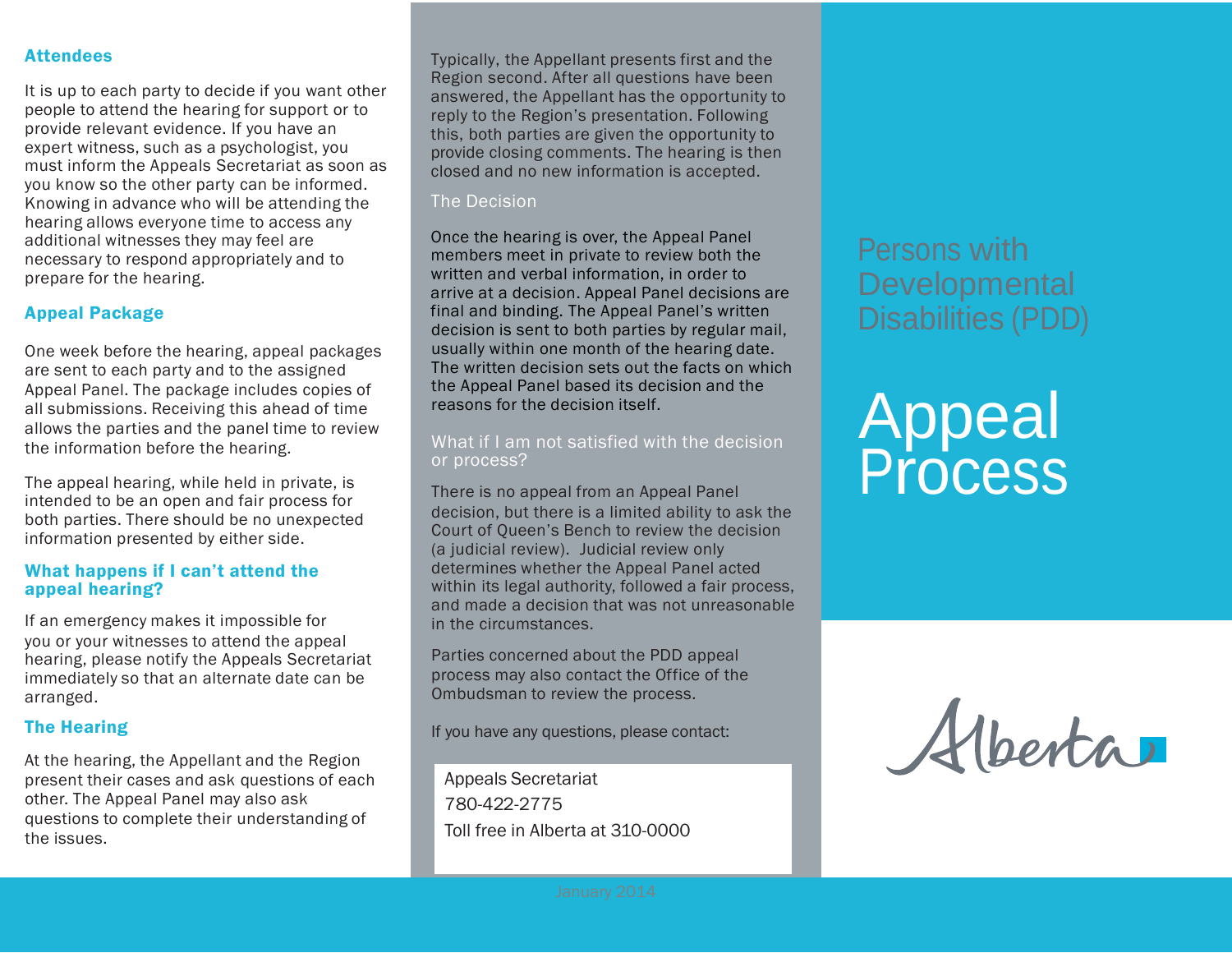## Attendees

It is up to each party to decide if you want other people to attend the hearing for support or to provide relevant evidence. If you have an expert witness, such as a psychologist, you must inform the Appeals Secretariat as soon as you know so the other party can be informed. Knowing in advance who will be attending the hearing allows everyone time to access any additional witnesses they may feel are necessary to respond appropriately and to prepare for the hearing.

## Appeal Package

One week before the hearing, appeal packages are sent to each party and to the assigned Appeal Panel. The package includes copies of all submissions. Receiving this ahead of time allows the parties and the panel time to review the information before the hearing.

The appeal hearing, while held in private, is intended to be an open and fair process for both parties. There should be no unexpected information presented by either side.

## What happens if I can't attend the appeal hearing?

If an emergency makes it impossible for you or your witnesses to attend the appeal hearing, please notify the Appeals Secretariat immediately so that an alternate date can be arranged.

## The Hearing

At the hearing, the Appellant and the Region present their cases and ask questions of each other. The Appeal Panel may also ask questions to complete their understanding of the issues.

Typically, the Appellant presents first and the Region second. After all questions have been answered, the Appellant has the opportunity to reply to the Region's presentation. Following this, both parties are given the opportunity to provide closing comments. The hearing is then closed and no new information is accepted.

## The Decision

Once the hearing is over, the Appeal Panel members meet in private to review both the written and verbal information, in order to arrive at a decision. Appeal Panel decisions are final and binding. The Appeal Panel's written decision is sent to both parties by regular mail, usually within one month of the hearing date. The written decision sets out the facts on which the Appeal Panel based its decision and the reasons for the decision itself.

## What if I am not satisfied with the decision or process?

There is no appeal from an Appeal Panel decision, but there is a limited ability to ask the Court of Queen's Bench to review the decision (a judicial review). Judicial review only determines whether the Appeal Panel acted within its legal authority, followed a fair process, and made a decision that was not unreasonable in the circumstances.

Parties concerned about the PDD appeal process may also contact the Office of the Ombudsman to review the process.

If you have any questions, please contact:

Appeals Secretariat
780-422-2775
Toll free in Alberta at 310-0000

January 2014

# Persons with Developmental Disabilities (PDD)

# Appeal Process

Alberta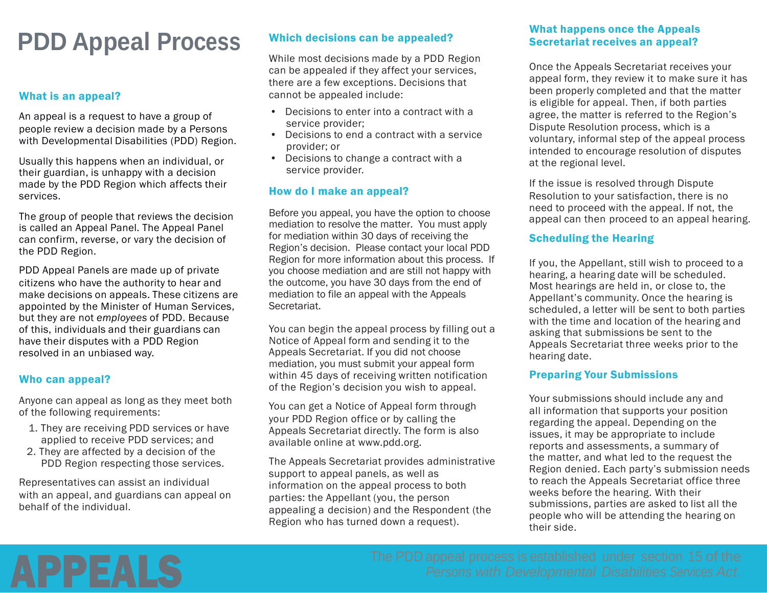# PDD Appeal Process

## What is an appeal?

An appeal is a request to have a group of people review a decision made by a Persons with Developmental Disabilities (PDD) Region.

Usually this happens when an individual, or their guardian, is unhappy with a decision made by the PDD Region which affects their services.

The group of people that reviews the decision is called an Appeal Panel. The Appeal Panel can confirm, reverse, or vary the decision of the PDD Region.

PDD Appeal Panels are made up of private citizens who have the authority to hear and make decisions on appeals. These citizens are appointed by the Minister of Human Services, but they are not *employees* of PDD. Because of this, individuals and their guardians can have their disputes with a PDD Region resolved in an unbiased way.

## Who can appeal?

Anyone can appeal as long as they meet both of the following requirements:

1. They are receiving PDD services or have applied to receive PDD services; and
2. They are affected by a decision of the PDD Region respecting those services.

Representatives can assist an individual with an appeal, and guardians can appeal on behalf of the individual.

## Which decisions can be appealed?

While most decisions made by a PDD Region can be appealed if they affect your services, there are a few exceptions. Decisions that cannot be appealed include:

- Decisions to enter into a contract with a service provider;
- Decisions to end a contract with a service provider; or
- Decisions to change a contract with a service provider.

## How do I make an appeal?

Before you appeal, you have the option to choose mediation to resolve the matter. You must apply for mediation within 30 days of receiving the Region's decision. Please contact your local PDD Region for more information about this process. If you choose mediation and are still not happy with the outcome, you have 30 days from the end of mediation to file an appeal with the Appeals Secretariat.

You can begin the appeal process by filling out a Notice of Appeal form and sending it to the Appeals Secretariat. If you did not choose mediation, you must submit your appeal form within 45 days of receiving written notification of the Region's decision you wish to appeal.

You can get a Notice of Appeal form through your PDD Region office or by calling the Appeals Secretariat directly. The form is also available online at www.pdd.org.

The Appeals Secretariat provides administrative support to appeal panels, as well as information on the appeal process to both parties: the Appellant (you, the person appealing a decision) and the Respondent (the Region who has turned down a request).

## What happens once the Appeals Secretariat receives an appeal?

Once the Appeals Secretariat receives your appeal form, they review it to make sure it has been properly completed and that the matter is eligible for appeal. Then, if both parties agree, the matter is referred to the Region's Dispute Resolution process, which is a voluntary, informal step of the appeal process intended to encourage resolution of disputes at the regional level.

If the issue is resolved through Dispute Resolution to your satisfaction, there is no need to proceed with the appeal. If not, the appeal can then proceed to an appeal hearing.

## Scheduling the Hearing

If you, the Appellant, still wish to proceed to a hearing, a hearing date will be scheduled. Most hearings are held in, or close to, the Appellant's community. Once the hearing is scheduled, a letter will be sent to both parties with the time and location of the hearing and asking that submissions be sent to the Appeals Secretariat three weeks prior to the hearing date.

## Preparing Your Submissions

Your submissions should include any and all information that supports your position regarding the appeal. Depending on the issues, it may be appropriate to include reports and assessments, a summary of the matter, and what led to the request the Region denied. Each party's submission needs to reach the Appeals Secretariat office three weeks before the hearing. With their submissions, parties are asked to list all the people who will be attending the hearing on their side.

**APPEALS**

The PDD appeal process is established under section 15 of the *Persons with Developmental Disabilities Services Act*.